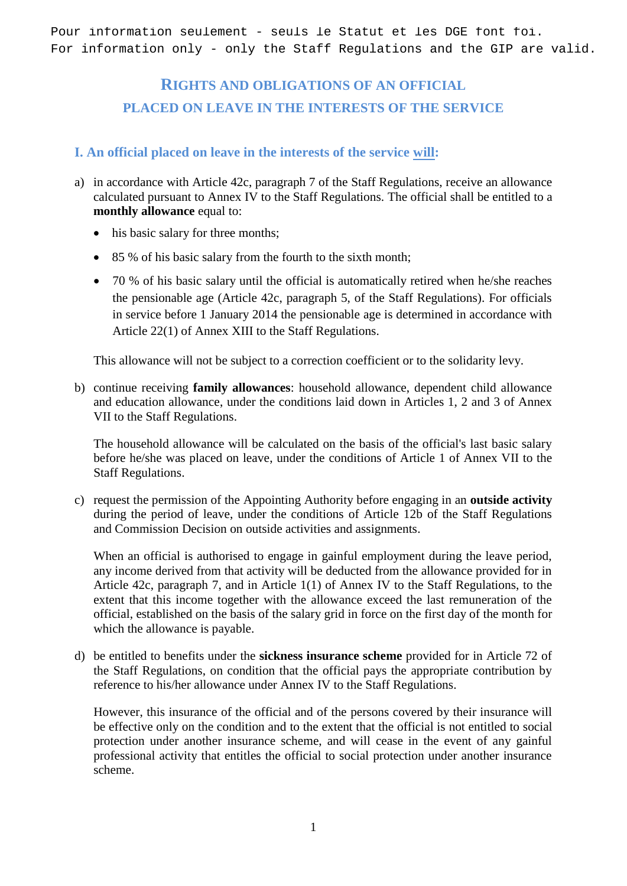Pour information seulement - seuls le Statut et les DGE font foi.
For information only - only the Staff Regulations and the GIP are valid.

# RIGHTS AND OBLIGATIONS OF AN OFFICIAL PLACED ON LEAVE IN THE INTERESTS OF THE SERVICE

## I. An official placed on leave in the interests of the service will:

a) in accordance with Article 42c, paragraph 7 of the Staff Regulations, receive an allowance calculated pursuant to Annex IV to the Staff Regulations. The official shall be entitled to a **monthly allowance** equal to:

- his basic salary for three months;
- 85 % of his basic salary from the fourth to the sixth month;
- 70 % of his basic salary until the official is automatically retired when he/she reaches the pensionable age (Article 42c, paragraph 5, of the Staff Regulations). For officials in service before 1 January 2014 the pensionable age is determined in accordance with Article 22(1) of Annex XIII to the Staff Regulations.

This allowance will not be subject to a correction coefficient or to the solidarity levy.

b) continue receiving **family allowances**: household allowance, dependent child allowance and education allowance, under the conditions laid down in Articles 1, 2 and 3 of Annex VII to the Staff Regulations.

The household allowance will be calculated on the basis of the official's last basic salary before he/she was placed on leave, under the conditions of Article 1 of Annex VII to the Staff Regulations.

c) request the permission of the Appointing Authority before engaging in an **outside activity** during the period of leave, under the conditions of Article 12b of the Staff Regulations and Commission Decision on outside activities and assignments.

When an official is authorised to engage in gainful employment during the leave period, any income derived from that activity will be deducted from the allowance provided for in Article 42c, paragraph 7, and in Article 1(1) of Annex IV to the Staff Regulations, to the extent that this income together with the allowance exceed the last remuneration of the official, established on the basis of the salary grid in force on the first day of the month for which the allowance is payable.

d) be entitled to benefits under the **sickness insurance scheme** provided for in Article 72 of the Staff Regulations, on condition that the official pays the appropriate contribution by reference to his/her allowance under Annex IV to the Staff Regulations.

However, this insurance of the official and of the persons covered by their insurance will be effective only on the condition and to the extent that the official is not entitled to social protection under another insurance scheme, and will cease in the event of any gainful professional activity that entitles the official to social protection under another insurance scheme.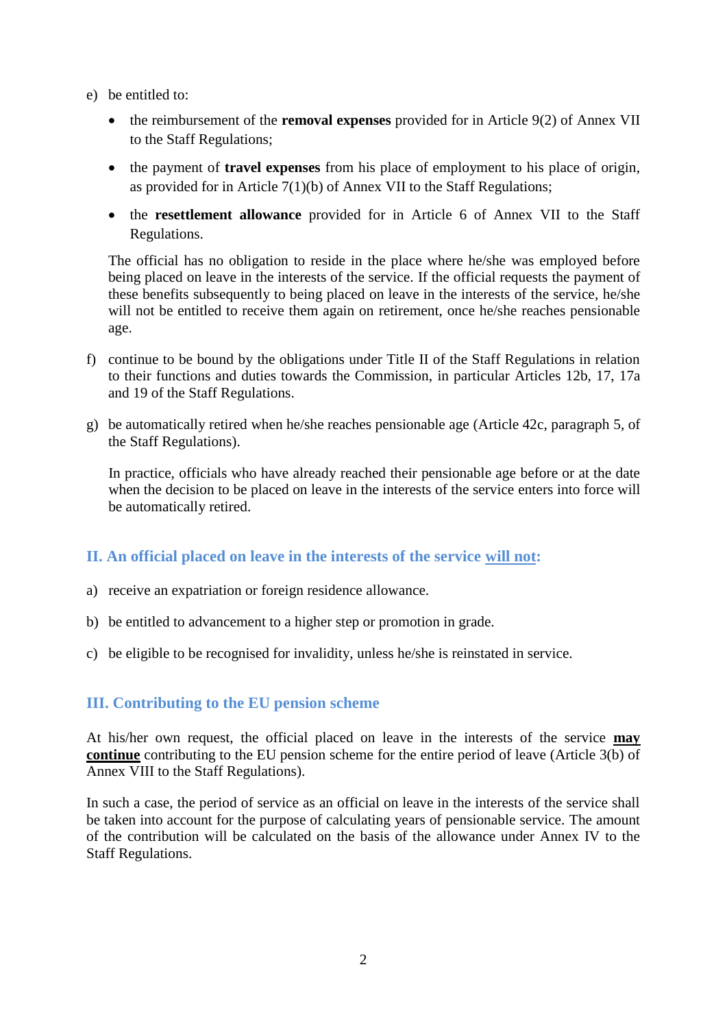e) be entitled to:

   - the reimbursement of the **removal expenses** provided for in Article 9(2) of Annex VII to the Staff Regulations;
   - the payment of **travel expenses** from his place of employment to his place of origin, as provided for in Article 7(1)(b) of Annex VII to the Staff Regulations;
   - the **resettlement allowance** provided for in Article 6 of Annex VII to the Staff Regulations.

   The official has no obligation to reside in the place where he/she was employed before being placed on leave in the interests of the service. If the official requests the payment of these benefits subsequently to being placed on leave in the interests of the service, he/she will not be entitled to receive them again on retirement, once he/she reaches pensionable age.

f) continue to be bound by the obligations under Title II of the Staff Regulations in relation to their functions and duties towards the Commission, in particular Articles 12b, 17, 17a and 19 of the Staff Regulations.

g) be automatically retired when he/she reaches pensionable age (Article 42c, paragraph 5, of the Staff Regulations).

   In practice, officials who have already reached their pensionable age before or at the date when the decision to be placed on leave in the interests of the service enters into force will be automatically retired.

## II. An official placed on leave in the interests of the service <u>will not</u>:

a) receive an expatriation or foreign residence allowance.

b) be entitled to advancement to a higher step or promotion in grade.

c) be eligible to be recognised for invalidity, unless he/she is reinstated in service.

## III. Contributing to the EU pension scheme

At his/her own request, the official placed on leave in the interests of the service <u>**may continue**</u> contributing to the EU pension scheme for the entire period of leave (Article 3(b) of Annex VIII to the Staff Regulations).

In such a case, the period of service as an official on leave in the interests of the service shall be taken into account for the purpose of calculating years of pensionable service. The amount of the contribution will be calculated on the basis of the allowance under Annex IV to the Staff Regulations.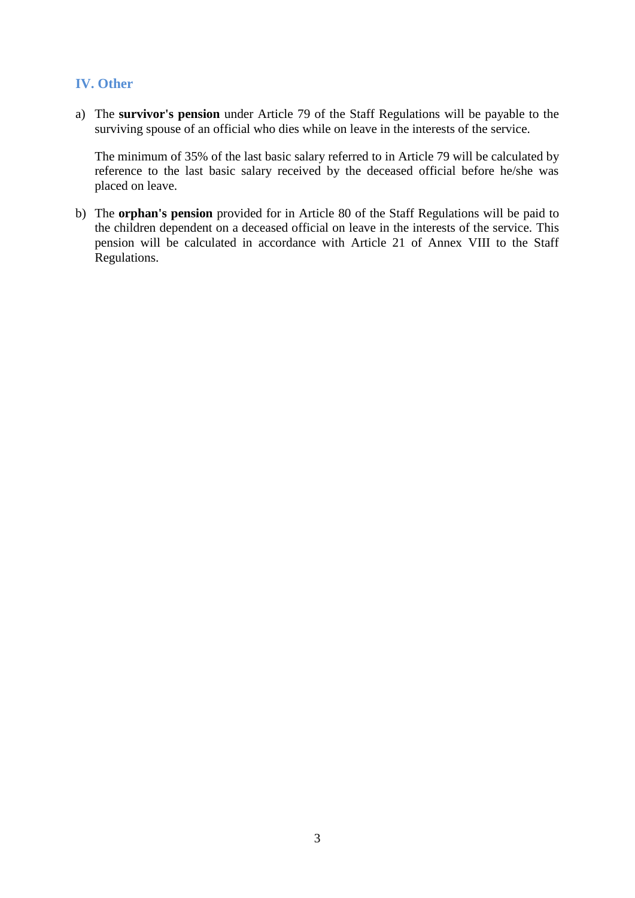## IV. Other

a) The **survivor's pension** under Article 79 of the Staff Regulations will be payable to the surviving spouse of an official who dies while on leave in the interests of the service.

   The minimum of 35% of the last basic salary referred to in Article 79 will be calculated by reference to the last basic salary received by the deceased official before he/she was placed on leave.

b) The **orphan's pension** provided for in Article 80 of the Staff Regulations will be paid to the children dependent on a deceased official on leave in the interests of the service. This pension will be calculated in accordance with Article 21 of Annex VIII to the Staff Regulations.